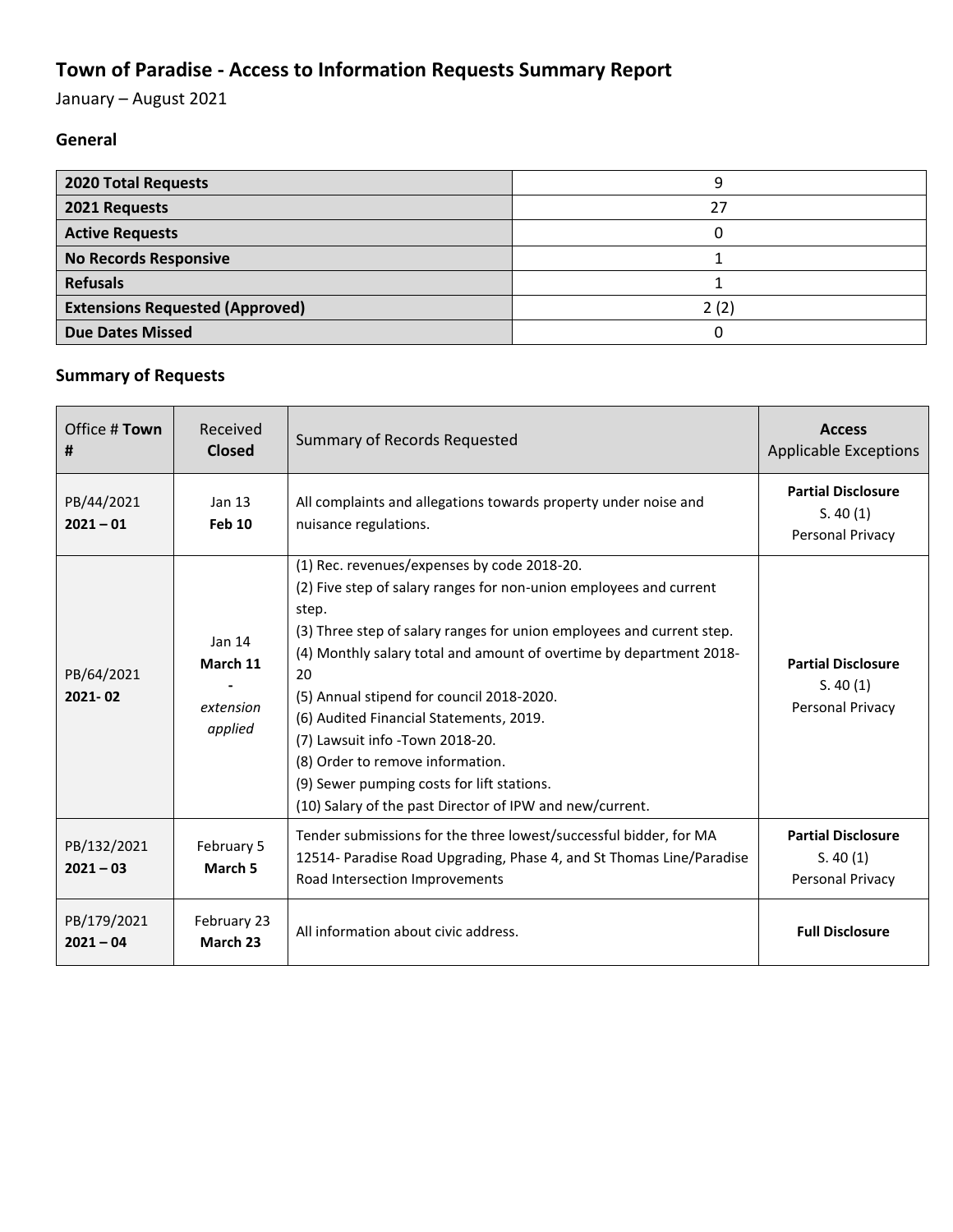# Town of Paradise - Access to Information Requests Summary Report

January – August 2021

### General

| | |
|---|---|
| **2020 Total Requests** | 9 |
| **2021 Requests** | 27 |
| **Active Requests** | 0 |
| **No Records Responsive** | 1 |
| **Refusals** | 1 |
| **Extensions Requested (Approved)** | 2 (2) |
| **Due Dates Missed** | 0 |

### Summary of Requests

| Office # **Town #** | Received **Closed** | Summary of Records Requested | **Access** Applicable Exceptions |
|---|---|---|---|
| PB/44/2021 **2021 – 01** | Jan 13 **Feb 10** | All complaints and allegations towards property under noise and nuisance regulations. | **Partial Disclosure** S. 40 (1) Personal Privacy |
| PB/64/2021 **2021- 02** | Jan 14 **March 11** **-** *extension applied* | (1) Rec. revenues/expenses by code 2018-20.<br>(2) Five step of salary ranges for non-union employees and current step.<br>(3) Three step of salary ranges for union employees and current step.<br>(4) Monthly salary total and amount of overtime by department 2018-20<br>(5) Annual stipend for council 2018-2020.<br>(6) Audited Financial Statements, 2019.<br>(7) Lawsuit info -Town 2018-20.<br>(8) Order to remove information.<br>(9) Sewer pumping costs for lift stations.<br>(10) Salary of the past Director of IPW and new/current. | **Partial Disclosure** S. 40 (1) Personal Privacy |
| PB/132/2021 **2021 – 03** | February 5 **March 5** | Tender submissions for the three lowest/successful bidder, for MA 12514- Paradise Road Upgrading, Phase 4, and St Thomas Line/Paradise Road Intersection Improvements | **Partial Disclosure** S. 40 (1) Personal Privacy |
| PB/179/2021 **2021 – 04** | February 23 **March 23** | All information about civic address. | **Full Disclosure** |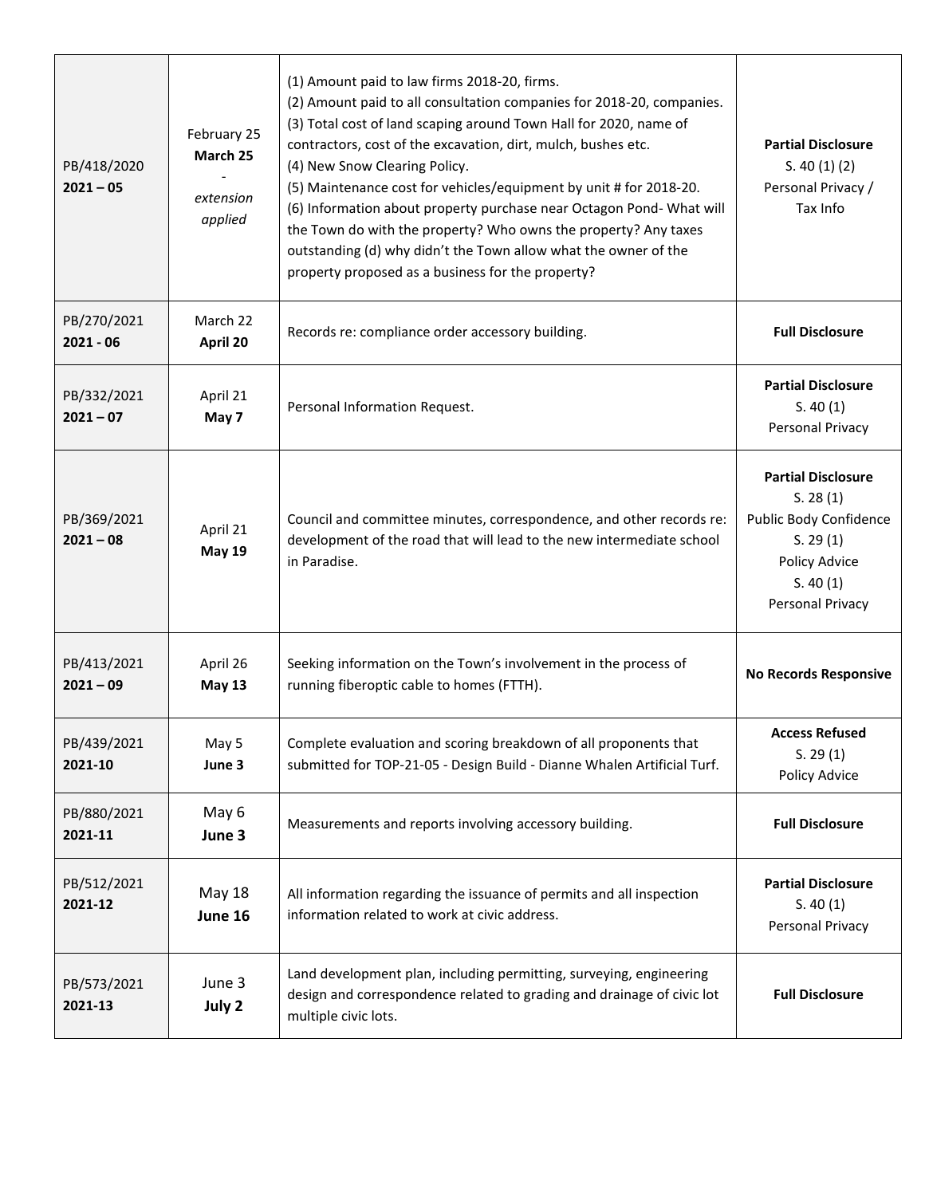| | | | |
|---|---|---|---|
| PB/418/2020<br>**2021 – 05** | February 25<br>**March 25**<br>-<br>*extension applied* | (1) Amount paid to law firms 2018-20, firms.<br>(2) Amount paid to all consultation companies for 2018-20, companies.<br>(3) Total cost of land scaping around Town Hall for 2020, name of contractors, cost of the excavation, dirt, mulch, bushes etc.<br>(4) New Snow Clearing Policy.<br>(5) Maintenance cost for vehicles/equipment by unit # for 2018-20.<br>(6) Information about property purchase near Octagon Pond- What will the Town do with the property? Who owns the property? Any taxes outstanding (d) why didn't the Town allow what the owner of the property proposed as a business for the property? | **Partial Disclosure**<br>S. 40 (1) (2)<br>Personal Privacy /<br>Tax Info |
| PB/270/2021<br>**2021 - 06** | March 22<br>**April 20** | Records re: compliance order accessory building. | **Full Disclosure** |
| PB/332/2021<br>**2021 – 07** | April 21<br>**May 7** | Personal Information Request. | **Partial Disclosure**<br>S. 40 (1)<br>Personal Privacy |
| PB/369/2021<br>**2021 – 08** | April 21<br>**May 19** | Council and committee minutes, correspondence, and other records re: development of the road that will lead to the new intermediate school in Paradise. | **Partial Disclosure**<br>S. 28 (1)<br>Public Body Confidence<br>S. 29 (1)<br>Policy Advice<br>S. 40 (1)<br>Personal Privacy |
| PB/413/2021<br>**2021 – 09** | April 26<br>**May 13** | Seeking information on the Town's involvement in the process of running fiberoptic cable to homes (FTTH). | **No Records Responsive** |
| PB/439/2021<br>**2021-10** | May 5<br>**June 3** | Complete evaluation and scoring breakdown of all proponents that submitted for TOP-21-05 - Design Build - Dianne Whalen Artificial Turf. | **Access Refused**<br>S. 29 (1)<br>Policy Advice |
| PB/880/2021<br>**2021-11** | May 6<br>**June 3** | Measurements and reports involving accessory building. | **Full Disclosure** |
| PB/512/2021<br>**2021-12** | May 18<br>**June 16** | All information regarding the issuance of permits and all inspection information related to work at civic address. | **Partial Disclosure**<br>S. 40 (1)<br>Personal Privacy |
| PB/573/2021<br>**2021-13** | June 3<br>**July 2** | Land development plan, including permitting, surveying, engineering design and correspondence related to grading and drainage of civic lot multiple civic lots. | **Full Disclosure** |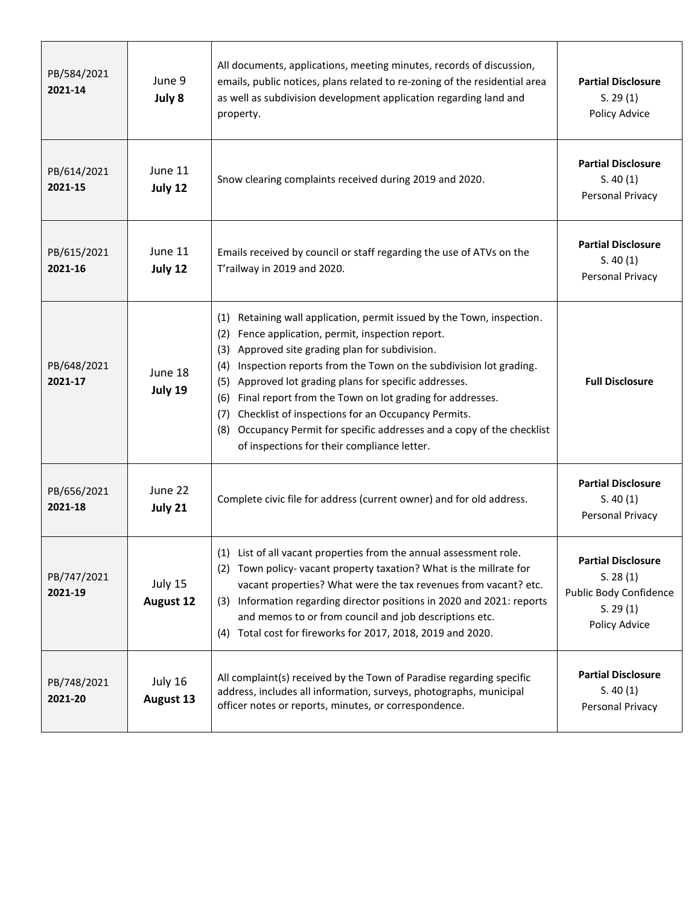| | | | |
|---|---|---|---|
| PB/584/2021<br>**2021-14** | June 9<br>**July 8** | All documents, applications, meeting minutes, records of discussion, emails, public notices, plans related to re-zoning of the residential area as well as subdivision development application regarding land and property. | **Partial Disclosure**<br>S. 29 (1)<br>Policy Advice |
| PB/614/2021<br>**2021-15** | June 11<br>**July 12** | Snow clearing complaints received during 2019 and 2020. | **Partial Disclosure**<br>S. 40 (1)<br>Personal Privacy |
| PB/615/2021<br>**2021-16** | June 11<br>**July 12** | Emails received by council or staff regarding the use of ATVs on the T'railway in 2019 and 2020. | **Partial Disclosure**<br>S. 40 (1)<br>Personal Privacy |
| PB/648/2021<br>**2021-17** | June 18<br>**July 19** | (1) Retaining wall application, permit issued by the Town, inspection.<br>(2) Fence application, permit, inspection report.<br>(3) Approved site grading plan for subdivision.<br>(4) Inspection reports from the Town on the subdivision lot grading.<br>(5) Approved lot grading plans for specific addresses.<br>(6) Final report from the Town on lot grading for addresses.<br>(7) Checklist of inspections for an Occupancy Permits.<br>(8) Occupancy Permit for specific addresses and a copy of the checklist of inspections for their compliance letter. | **Full Disclosure** |
| PB/656/2021<br>**2021-18** | June 22<br>**July 21** | Complete civic file for address (current owner) and for old address. | **Partial Disclosure**<br>S. 40 (1)<br>Personal Privacy |
| PB/747/2021<br>**2021-19** | July 15<br>**August 12** | (1) List of all vacant properties from the annual assessment role.<br>(2) Town policy- vacant property taxation? What is the millrate for vacant properties? What were the tax revenues from vacant? etc.<br>(3) Information regarding director positions in 2020 and 2021: reports and memos to or from council and job descriptions etc.<br>(4) Total cost for fireworks for 2017, 2018, 2019 and 2020. | **Partial Disclosure**<br>S. 28 (1)<br>Public Body Confidence<br>S. 29 (1)<br>Policy Advice |
| PB/748/2021<br>**2021-20** | July 16<br>**August 13** | All complaint(s) received by the Town of Paradise regarding specific address, includes all information, surveys, photographs, municipal officer notes or reports, minutes, or correspondence. | **Partial Disclosure**<br>S. 40 (1)<br>Personal Privacy |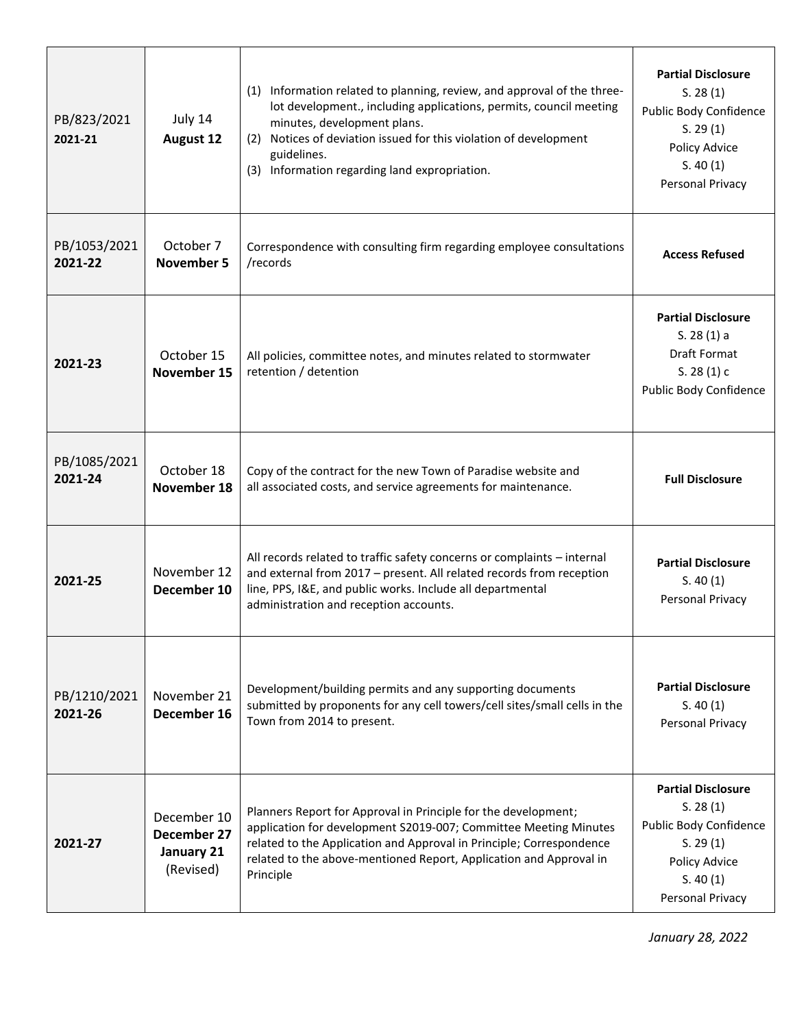| | | | |
|---|---|---|---|
| PB/823/2021<br>**2021-21** | July 14<br>**August 12** | (1) Information related to planning, review, and approval of the three-lot development., including applications, permits, council meeting minutes, development plans.<br>(2) Notices of deviation issued for this violation of development guidelines.<br>(3) Information regarding land expropriation. | **Partial Disclosure**<br>S. 28 (1)<br>Public Body Confidence<br>S. 29 (1)<br>Policy Advice<br>S. 40 (1)<br>Personal Privacy |
| PB/1053/2021<br>**2021-22** | October 7<br>**November 5** | Correspondence with consulting firm regarding employee consultations /records | **Access Refused** |
| **2021-23** | October 15<br>**November 15** | All policies, committee notes, and minutes related to stormwater retention / detention | **Partial Disclosure**<br>S. 28 (1) a<br>Draft Format<br>S. 28 (1) c<br>Public Body Confidence |
| PB/1085/2021<br>**2021-24** | October 18<br>**November 18** | Copy of the contract for the new Town of Paradise website and all associated costs, and service agreements for maintenance. | **Full Disclosure** |
| **2021-25** | November 12<br>**December 10** | All records related to traffic safety concerns or complaints – internal and external from 2017 – present. All related records from reception line, PPS, I&E, and public works. Include all departmental administration and reception accounts. | **Partial Disclosure**<br>S. 40 (1)<br>Personal Privacy |
| PB/1210/2021<br>**2021-26** | November 21<br>**December 16** | Development/building permits and any supporting documents submitted by proponents for any cell towers/cell sites/small cells in the Town from 2014 to present. | **Partial Disclosure**<br>S. 40 (1)<br>Personal Privacy |
| **2021-27** | December 10<br>**December 27**<br>**January 21**<br>(Revised) | Planners Report for Approval in Principle for the development; application for development S2019-007; Committee Meeting Minutes related to the Application and Approval in Principle; Correspondence related to the above-mentioned Report, Application and Approval in Principle | **Partial Disclosure**<br>S. 28 (1)<br>Public Body Confidence<br>S. 29 (1)<br>Policy Advice<br>S. 40 (1)<br>Personal Privacy |

*January 28, 2022*